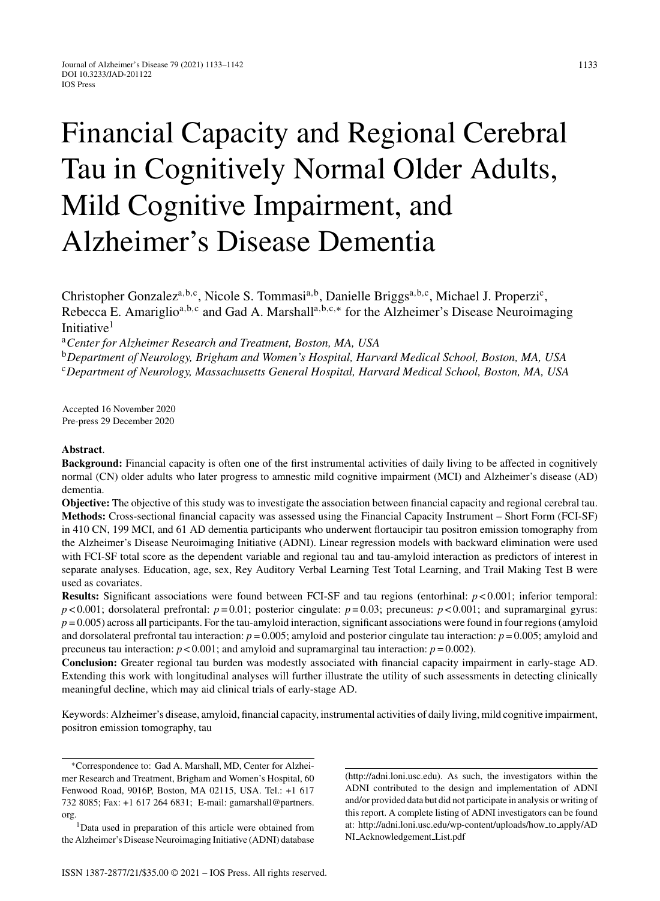# Financial Capacity and Regional Cerebral Tau in Cognitively Normal Older Adults, Mild Cognitive Impairment, and Alzheimer's Disease Dementia

Christopher Gonzalez[a,b,c], Nicole S. Tommasi[a,b], Danielle Briggs[a,b,c], Michael J. Properzi[c], Rebecca E. Amariglio[a,b,c] and Gad A. Marshall[a,b,c,*] for the Alzheimer's Disease Neuroimaging Initiative[1]

[a]*Center for Alzheimer Research and Treatment, Boston, MA, USA*

[b]*Department of Neurology, Brigham and Women's Hospital, Harvard Medical School, Boston, MA, USA*

[c]*Department of Neurology, Massachusetts General Hospital, Harvard Medical School, Boston, MA, USA*

Accepted 16 November 2020
Pre-press 29 December 2020

**Abstract**.

**Background:** Financial capacity is often one of the first instrumental activities of daily living to be affected in cognitively normal (CN) older adults who later progress to amnestic mild cognitive impairment (MCI) and Alzheimer's disease (AD) dementia.

**Objective:** The objective of this study was to investigate the association between financial capacity and regional cerebral tau.

**Methods:** Cross-sectional financial capacity was assessed using the Financial Capacity Instrument – Short Form (FCI-SF) in 410 CN, 199 MCI, and 61 AD dementia participants who underwent flortaucipir tau positron emission tomography from the Alzheimer's Disease Neuroimaging Initiative (ADNI). Linear regression models with backward elimination were used with FCI-SF total score as the dependent variable and regional tau and tau-amyloid interaction as predictors of interest in separate analyses. Education, age, sex, Rey Auditory Verbal Learning Test Total Learning, and Trail Making Test B were used as covariates.

**Results:** Significant associations were found between FCI-SF and tau regions (entorhinal: $p < 0.001$; inferior temporal: $p < 0.001$; dorsolateral prefrontal: $p = 0.01$; posterior cingulate: $p = 0.03$; precuneus: $p < 0.001$; and supramarginal gyrus: $p = 0.005$) across all participants. For the tau-amyloid interaction, significant associations were found in four regions (amyloid and dorsolateral prefrontal tau interaction: $p = 0.005$; amyloid and posterior cingulate tau interaction: $p = 0.005$; amyloid and precuneus tau interaction: $p < 0.001$; and amyloid and supramarginal tau interaction: $p = 0.002$).

**Conclusion:** Greater regional tau burden was modestly associated with financial capacity impairment in early-stage AD. Extending this work with longitudinal analyses will further illustrate the utility of such assessments in detecting clinically meaningful decline, which may aid clinical trials of early-stage AD.

Keywords: Alzheimer's disease, amyloid, financial capacity, instrumental activities of daily living, mild cognitive impairment, positron emission tomography, tau

---

*Correspondence to: Gad A. Marshall, MD, Center for Alzheimer Research and Treatment, Brigham and Women's Hospital, 60 Fenwood Road, 9016P, Boston, MA 02115, USA. Tel.: +1 617 732 8085; Fax: +1 617 264 6831; E-mail: gamarshall@partners.org.

[1]Data used in preparation of this article were obtained from the Alzheimer's Disease Neuroimaging Initiative (ADNI) database (http://adni.loni.usc.edu). As such, the investigators within the ADNI contributed to the design and implementation of ADNI and/or provided data but did not participate in analysis or writing of this report. A complete listing of ADNI investigators can be found at: http://adni.loni.usc.edu/wp-content/uploads/how_to_apply/ADNI_Acknowledgement_List.pdf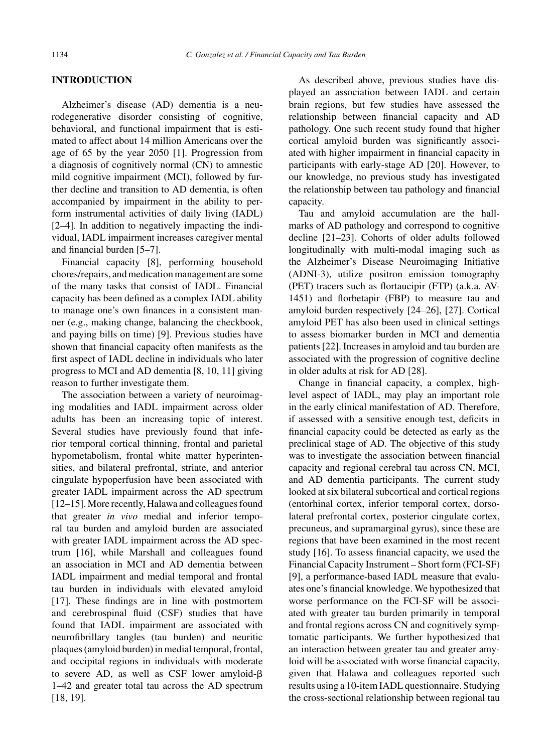## INTRODUCTION

Alzheimer's disease (AD) dementia is a neurodegenerative disorder consisting of cognitive, behavioral, and functional impairment that is estimated to affect about 14 million Americans over the age of 65 by the year 2050 [1]. Progression from a diagnosis of cognitively normal (CN) to amnestic mild cognitive impairment (MCI), followed by further decline and transition to AD dementia, is often accompanied by impairment in the ability to perform instrumental activities of daily living (IADL) [2–4]. In addition to negatively impacting the individual, IADL impairment increases caregiver mental and financial burden [5–7].

Financial capacity [8], performing household chores/repairs, and medication management are some of the many tasks that consist of IADL. Financial capacity has been defined as a complex IADL ability to manage one's own finances in a consistent manner (e.g., making change, balancing the checkbook, and paying bills on time) [9]. Previous studies have shown that financial capacity often manifests as the first aspect of IADL decline in individuals who later progress to MCI and AD dementia [8, 10, 11] giving reason to further investigate them.

The association between a variety of neuroimaging modalities and IADL impairment across older adults has been an increasing topic of interest. Several studies have previously found that inferior temporal cortical thinning, frontal and parietal hypometabolism, frontal white matter hyperintensities, and bilateral prefrontal, striate, and anterior cingulate hypoperfusion have been associated with greater IADL impairment across the AD spectrum [12–15]. More recently, Halawa and colleagues found that greater *in vivo* medial and inferior temporal tau burden and amyloid burden are associated with greater IADL impairment across the AD spectrum [16], while Marshall and colleagues found an association in MCI and AD dementia between IADL impairment and medial temporal and frontal tau burden in individuals with elevated amyloid [17]. These findings are in line with postmortem and cerebrospinal fluid (CSF) studies that have found that IADL impairment are associated with neurofibrillary tangles (tau burden) and neuritic plaques (amyloid burden) in medial temporal, frontal, and occipital regions in individuals with moderate to severe AD, as well as CSF lower amyloid-β 1–42 and greater total tau across the AD spectrum [18, 19].

As described above, previous studies have displayed an association between IADL and certain brain regions, but few studies have assessed the relationship between financial capacity and AD pathology. One such recent study found that higher cortical amyloid burden was significantly associated with higher impairment in financial capacity in participants with early-stage AD [20]. However, to our knowledge, no previous study has investigated the relationship between tau pathology and financial capacity.

Tau and amyloid accumulation are the hallmarks of AD pathology and correspond to cognitive decline [21–23]. Cohorts of older adults followed longitudinally with multi-modal imaging such as the Alzheimer's Disease Neuroimaging Initiative (ADNI-3), utilize positron emission tomography (PET) tracers such as flortaucipir (FTP) (a.k.a. AV-1451) and florbetapir (FBP) to measure tau and amyloid burden respectively [24–26], [27]. Cortical amyloid PET has also been used in clinical settings to assess biomarker burden in MCI and dementia patients [22]. Increases in amyloid and tau burden are associated with the progression of cognitive decline in older adults at risk for AD [28].

Change in financial capacity, a complex, high-level aspect of IADL, may play an important role in the early clinical manifestation of AD. Therefore, if assessed with a sensitive enough test, deficits in financial capacity could be detected as early as the preclinical stage of AD. The objective of this study was to investigate the association between financial capacity and regional cerebral tau across CN, MCI, and AD dementia participants. The current study looked at six bilateral subcortical and cortical regions (entorhinal cortex, inferior temporal cortex, dorsolateral prefrontal cortex, posterior cingulate cortex, precuneus, and supramarginal gyrus), since these are regions that have been examined in the most recent study [16]. To assess financial capacity, we used the Financial Capacity Instrument – Short form (FCI-SF) [9], a performance-based IADL measure that evaluates one's financial knowledge. We hypothesized that worse performance on the FCI-SF will be associated with greater tau burden primarily in temporal and frontal regions across CN and cognitively symptomatic participants. We further hypothesized that an interaction between greater tau and greater amyloid will be associated with worse financial capacity, given that Halawa and colleagues reported such results using a 10-item IADL questionnaire. Studying the cross-sectional relationship between regional tau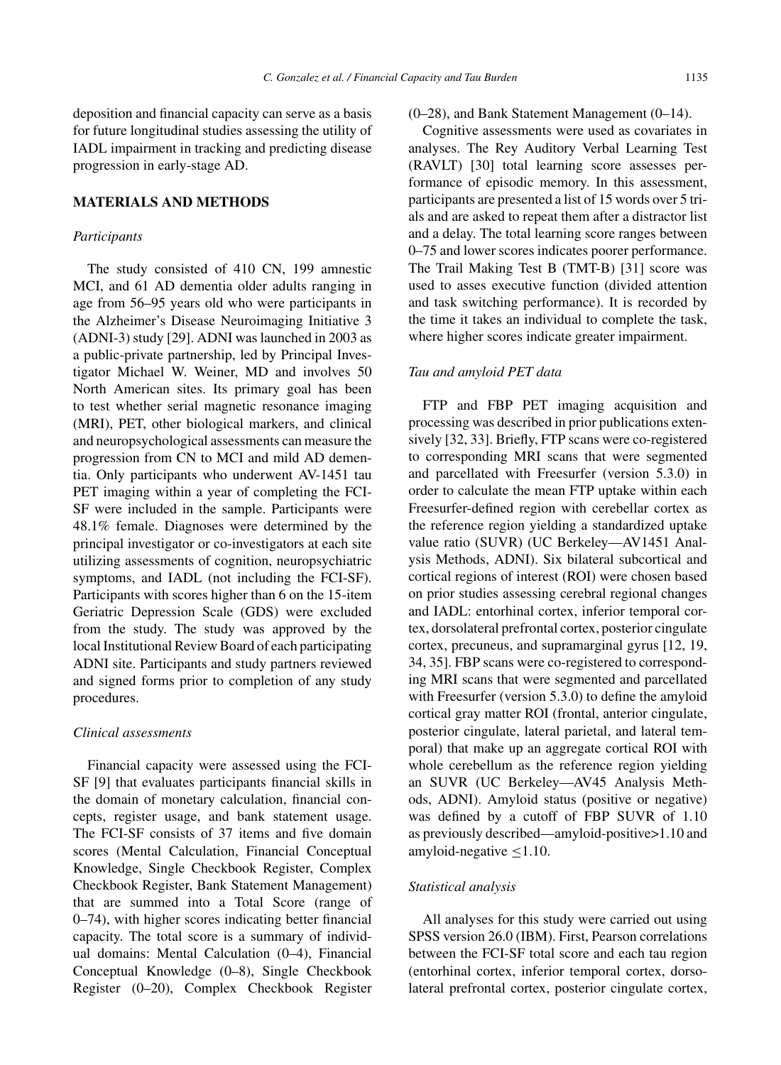deposition and financial capacity can serve as a basis for future longitudinal studies assessing the utility of IADL impairment in tracking and predicting disease progression in early-stage AD.

## MATERIALS AND METHODS

### *Participants*

The study consisted of 410 CN, 199 amnestic MCI, and 61 AD dementia older adults ranging in age from 56–95 years old who were participants in the Alzheimer's Disease Neuroimaging Initiative 3 (ADNI-3) study [29]. ADNI was launched in 2003 as a public-private partnership, led by Principal Investigator Michael W. Weiner, MD and involves 50 North American sites. Its primary goal has been to test whether serial magnetic resonance imaging (MRI), PET, other biological markers, and clinical and neuropsychological assessments can measure the progression from CN to MCI and mild AD dementia. Only participants who underwent AV-1451 tau PET imaging within a year of completing the FCI-SF were included in the sample. Participants were 48.1% female. Diagnoses were determined by the principal investigator or co-investigators at each site utilizing assessments of cognition, neuropsychiatric symptoms, and IADL (not including the FCI-SF). Participants with scores higher than 6 on the 15-item Geriatric Depression Scale (GDS) were excluded from the study. The study was approved by the local Institutional Review Board of each participating ADNI site. Participants and study partners reviewed and signed forms prior to completion of any study procedures.

### *Clinical assessments*

Financial capacity were assessed using the FCI-SF [9] that evaluates participants financial skills in the domain of monetary calculation, financial concepts, register usage, and bank statement usage. The FCI-SF consists of 37 items and five domain scores (Mental Calculation, Financial Conceptual Knowledge, Single Checkbook Register, Complex Checkbook Register, Bank Statement Management) that are summed into a Total Score (range of 0–74), with higher scores indicating better financial capacity. The total score is a summary of individual domains: Mental Calculation (0–4), Financial Conceptual Knowledge (0–8), Single Checkbook Register (0–20), Complex Checkbook Register (0–28), and Bank Statement Management (0–14).

Cognitive assessments were used as covariates in analyses. The Rey Auditory Verbal Learning Test (RAVLT) [30] total learning score assesses performance of episodic memory. In this assessment, participants are presented a list of 15 words over 5 trials and are asked to repeat them after a distractor list and a delay. The total learning score ranges between 0–75 and lower scores indicates poorer performance. The Trail Making Test B (TMT-B) [31] score was used to asses executive function (divided attention and task switching performance). It is recorded by the time it takes an individual to complete the task, where higher scores indicate greater impairment.

### *Tau and amyloid PET data*

FTP and FBP PET imaging acquisition and processing was described in prior publications extensively [32, 33]. Briefly, FTP scans were co-registered to corresponding MRI scans that were segmented and parcellated with Freesurfer (version 5.3.0) in order to calculate the mean FTP uptake within each Freesurfer-defined region with cerebellar cortex as the reference region yielding a standardized uptake value ratio (SUVR) (UC Berkeley—AV1451 Analysis Methods, ADNI). Six bilateral subcortical and cortical regions of interest (ROI) were chosen based on prior studies assessing cerebral regional changes and IADL: entorhinal cortex, inferior temporal cortex, dorsolateral prefrontal cortex, posterior cingulate cortex, precuneus, and supramarginal gyrus [12, 19, 34, 35]. FBP scans were co-registered to corresponding MRI scans that were segmented and parcellated with Freesurfer (version 5.3.0) to define the amyloid cortical gray matter ROI (frontal, anterior cingulate, posterior cingulate, lateral parietal, and lateral temporal) that make up an aggregate cortical ROI with whole cerebellum as the reference region yielding an SUVR (UC Berkeley—AV45 Analysis Methods, ADNI). Amyloid status (positive or negative) was defined by a cutoff of FBP SUVR of 1.10 as previously described—amyloid-positive>1.10 and amyloid-negative $\leq$1.10.

### *Statistical analysis*

All analyses for this study were carried out using SPSS version 26.0 (IBM). First, Pearson correlations between the FCI-SF total score and each tau region (entorhinal cortex, inferior temporal cortex, dorsolateral prefrontal cortex, posterior cingulate cortex,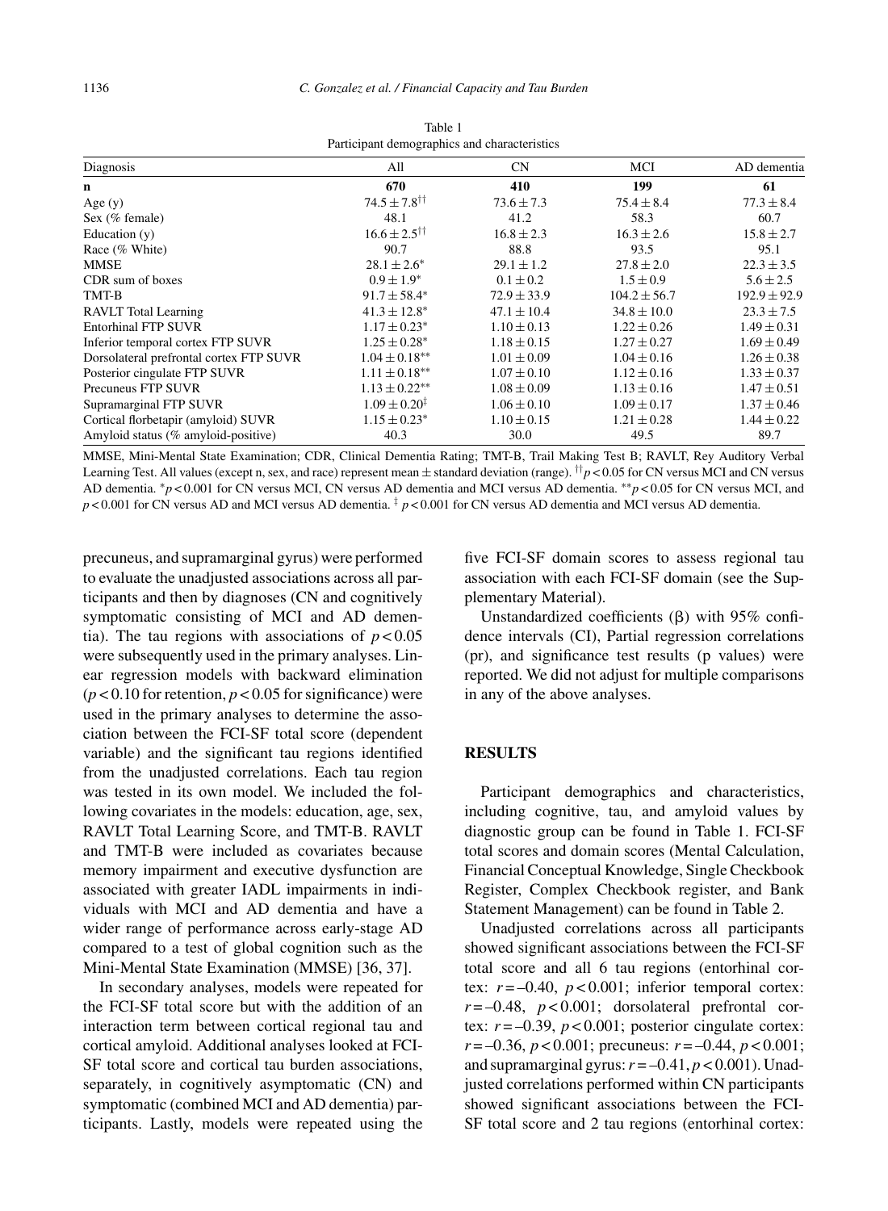Table 1
Participant demographics and characteristics

| Diagnosis | All | CN | MCI | AD dementia |
|---|---|---|---|---|
| **n** | **670** | **410** | **199** | **61** |
| Age (y) | $74.5 \pm 7.8^{\dagger\dagger}$ | $73.6 \pm 7.3$ | $75.4 \pm 8.4$ | $77.3 \pm 8.4$ |
| Sex (% female) | 48.1 | 41.2 | 58.3 | 60.7 |
| Education (y) | $16.6 \pm 2.5^{\dagger\dagger}$ | $16.8 \pm 2.3$ | $16.3 \pm 2.6$ | $15.8 \pm 2.7$ |
| Race (% White) | 90.7 | 88.8 | 93.5 | 95.1 |
| MMSE | $28.1 \pm 2.6^{*}$ | $29.1 \pm 1.2$ | $27.8 \pm 2.0$ | $22.3 \pm 3.5$ |
| CDR sum of boxes | $0.9 \pm 1.9^{*}$ | $0.1 \pm 0.2$ | $1.5 \pm 0.9$ | $5.6 \pm 2.5$ |
| TMT-B | $91.7 \pm 58.4^{*}$ | $72.9 \pm 33.9$ | $104.2 \pm 56.7$ | $192.9 \pm 92.9$ |
| RAVLT Total Learning | $41.3 \pm 12.8^{*}$ | $47.1 \pm 10.4$ | $34.8 \pm 10.0$ | $23.3 \pm 7.5$ |
| Entorhinal FTP SUVR | $1.17 \pm 0.23^{*}$ | $1.10 \pm 0.13$ | $1.22 \pm 0.26$ | $1.49 \pm 0.31$ |
| Inferior temporal cortex FTP SUVR | $1.25 \pm 0.28^{*}$ | $1.18 \pm 0.15$ | $1.27 \pm 0.27$ | $1.69 \pm 0.49$ |
| Dorsolateral prefrontal cortex FTP SUVR | $1.04 \pm 0.18^{**}$ | $1.01 \pm 0.09$ | $1.04 \pm 0.16$ | $1.26 \pm 0.38$ |
| Posterior cingulate FTP SUVR | $1.11 \pm 0.18^{**}$ | $1.07 \pm 0.10$ | $1.12 \pm 0.16$ | $1.33 \pm 0.37$ |
| Precuneus FTP SUVR | $1.13 \pm 0.22^{**}$ | $1.08 \pm 0.09$ | $1.13 \pm 0.16$ | $1.47 \pm 0.51$ |
| Supramarginal FTP SUVR | $1.09 \pm 0.20^{\ddagger}$ | $1.06 \pm 0.10$ | $1.09 \pm 0.17$ | $1.37 \pm 0.46$ |
| Cortical florbetapir (amyloid) SUVR | $1.15 \pm 0.23^{*}$ | $1.10 \pm 0.15$ | $1.21 \pm 0.28$ | $1.44 \pm 0.22$ |
| Amyloid status (% amyloid-positive) | 40.3 | 30.0 | 49.5 | 89.7 |

MMSE, Mini-Mental State Examination; CDR, Clinical Dementia Rating; TMT-B, Trail Making Test B; RAVLT, Rey Auditory Verbal Learning Test. All values (except n, sex, and race) represent mean ± standard deviation (range). $^{\dagger\dagger}p < 0.05$ for CN versus MCI and CN versus AD dementia. $^{*}p < 0.001$ for CN versus MCI, CN versus AD dementia and MCI versus AD dementia. $^{**}p < 0.05$ for CN versus MCI, and $p < 0.001$ for CN versus AD and MCI versus AD dementia. $^{\ddagger}$ $p < 0.001$ for CN versus AD dementia and MCI versus AD dementia.

precuneus, and supramarginal gyrus) were performed to evaluate the unadjusted associations across all participants and then by diagnoses (CN and cognitively symptomatic consisting of MCI and AD dementia). The tau regions with associations of $p < 0.05$ were subsequently used in the primary analyses. Linear regression models with backward elimination ($p < 0.10$ for retention, $p < 0.05$ for significance) were used in the primary analyses to determine the association between the FCI-SF total score (dependent variable) and the significant tau regions identified from the unadjusted correlations. Each tau region was tested in its own model. We included the following covariates in the models: education, age, sex, RAVLT Total Learning Score, and TMT-B. RAVLT and TMT-B were included as covariates because memory impairment and executive dysfunction are associated with greater IADL impairments in individuals with MCI and AD dementia and have a wider range of performance across early-stage AD compared to a test of global cognition such as the Mini-Mental State Examination (MMSE) [36, 37].

In secondary analyses, models were repeated for the FCI-SF total score but with the addition of an interaction term between cortical regional tau and cortical amyloid. Additional analyses looked at FCI-SF total score and cortical tau burden associations, separately, in cognitively asymptomatic (CN) and symptomatic (combined MCI and AD dementia) participants. Lastly, models were repeated using the five FCI-SF domain scores to assess regional tau association with each FCI-SF domain (see the Supplementary Material).

Unstandardized coefficients (β) with 95% confidence intervals (CI), Partial regression correlations (pr), and significance test results (p values) were reported. We did not adjust for multiple comparisons in any of the above analyses.

## RESULTS

Participant demographics and characteristics, including cognitive, tau, and amyloid values by diagnostic group can be found in Table 1. FCI-SF total scores and domain scores (Mental Calculation, Financial Conceptual Knowledge, Single Checkbook Register, Complex Checkbook register, and Bank Statement Management) can be found in Table 2.

Unadjusted correlations across all participants showed significant associations between the FCI-SF total score and all 6 tau regions (entorhinal cortex: $r = -0.40$, $p < 0.001$; inferior temporal cortex: $r = -0.48$, $p < 0.001$; dorsolateral prefrontal cortex: $r = -0.39$, $p < 0.001$; posterior cingulate cortex: $r = -0.36$, $p < 0.001$; precuneus: $r = -0.44$, $p < 0.001$; and supramarginal gyrus: $r = -0.41$, $p < 0.001$). Unadjusted correlations performed within CN participants showed significant associations between the FCI-SF total score and 2 tau regions (entorhinal cortex: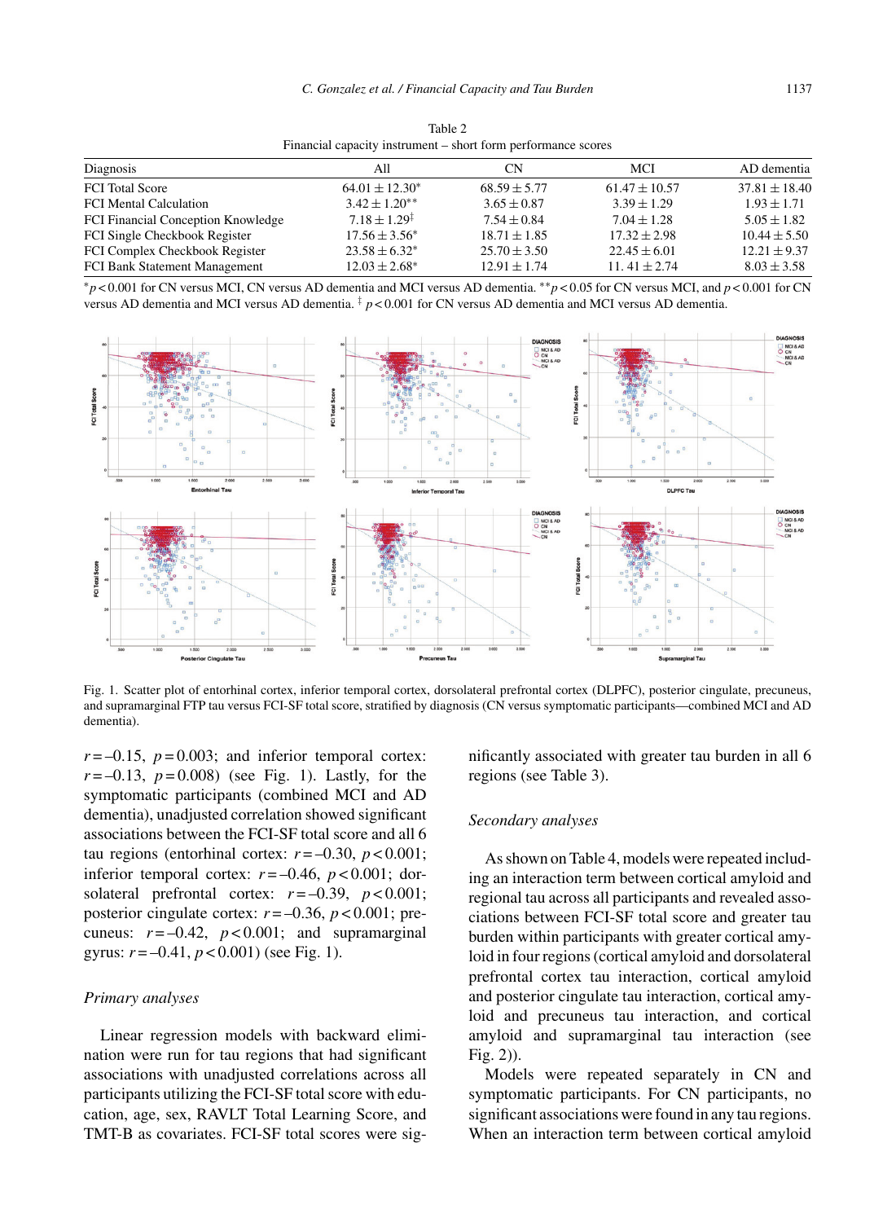Table 2
Financial capacity instrument – short form performance scores

| Diagnosis | All | CN | MCI | AD dementia |
|---|---|---|---|---|
| FCI Total Score | 64.01 ± 12.30* | 68.59 ± 5.77 | 61.47 ± 10.57 | 37.81 ± 18.40 |
| FCI Mental Calculation | 3.42 ± 1.20** | 3.65 ± 0.87 | 3.39 ± 1.29 | 1.93 ± 1.71 |
| FCI Financial Conception Knowledge | 7.18 ± 1.29‡ | 7.54 ± 0.84 | 7.04 ± 1.28 | 5.05 ± 1.82 |
| FCI Single Checkbook Register | 17.56 ± 3.56* | 18.71 ± 1.85 | 17.32 ± 2.98 | 10.44 ± 5.50 |
| FCI Complex Checkbook Register | 23.58 ± 6.32* | 25.70 ± 3.50 | 22.45 ± 6.01 | 12.21 ± 9.37 |
| FCI Bank Statement Management | 12.03 ± 2.68* | 12.91 ± 1.74 | 11. 41 ± 2.74 | 8.03 ± 3.58 |

*$p < 0.001$ for CN versus MCI, CN versus AD dementia and MCI versus AD dementia. **$p < 0.05$ for CN versus MCI, and $p < 0.001$ for CN versus AD dementia and MCI versus AD dementia. ‡ $p < 0.001$ for CN versus AD dementia and MCI versus AD dementia.

Fig. 1. Scatter plot of entorhinal cortex, inferior temporal cortex, dorsolateral prefrontal cortex (DLPFC), posterior cingulate, precuneus, and supramarginal FTP tau versus FCI-SF total score, stratified by diagnosis (CN versus symptomatic participants—combined MCI and AD dementia).

$r = -0.15$, $p = 0.003$; and inferior temporal cortex: $r = -0.13$, $p = 0.008$) (see Fig. 1). Lastly, for the symptomatic participants (combined MCI and AD dementia), unadjusted correlation showed significant associations between the FCI-SF total score and all 6 tau regions (entorhinal cortex: $r = -0.30$, $p < 0.001$; inferior temporal cortex: $r = -0.46$, $p < 0.001$; dorsolateral prefrontal cortex: $r = -0.39$, $p < 0.001$; posterior cingulate cortex: $r = -0.36$, $p < 0.001$; precuneus: $r = -0.42$, $p < 0.001$; and supramarginal gyrus: $r = -0.41$, $p < 0.001$) (see Fig. 1).

### Primary analyses

Linear regression models with backward elimination were run for tau regions that had significant associations with unadjusted correlations across all participants utilizing the FCI-SF total score with education, age, sex, RAVLT Total Learning Score, and TMT-B as covariates. FCI-SF total scores were significantly associated with greater tau burden in all 6 regions (see Table 3).

### Secondary analyses

As shown on Table 4, models were repeated including an interaction term between cortical amyloid and regional tau across all participants and revealed associations between FCI-SF total score and greater tau burden within participants with greater cortical amyloid in four regions (cortical amyloid and dorsolateral prefrontal cortex tau interaction, cortical amyloid and posterior cingulate tau interaction, cortical amyloid and precuneus tau interaction, and cortical amyloid and supramarginal tau interaction (see Fig. 2)).

Models were repeated separately in CN and symptomatic participants. For CN participants, no significant associations were found in any tau regions. When an interaction term between cortical amyloid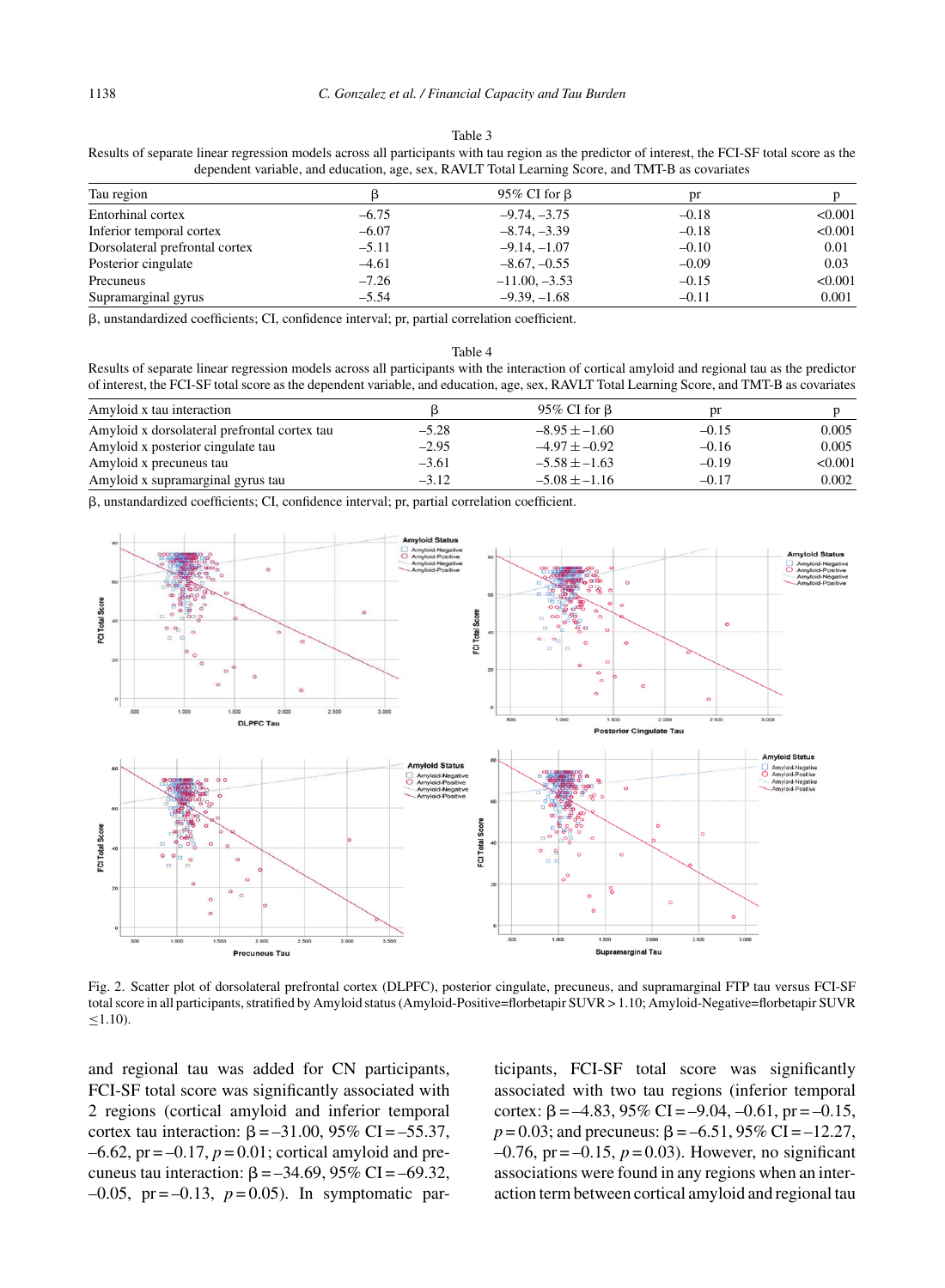Table 3
Results of separate linear regression models across all participants with tau region as the predictor of interest, the FCI-SF total score as the dependent variable, and education, age, sex, RAVLT Total Learning Score, and TMT-B as covariates

| Tau region | β | 95% CI for β | pr | p |
|---|---|---|---|---|
| Entorhinal cortex | –6.75 | –9.74, –3.75 | –0.18 | <0.001 |
| Inferior temporal cortex | –6.07 | –8.74, –3.39 | –0.18 | <0.001 |
| Dorsolateral prefrontal cortex | –5.11 | –9.14, –1.07 | –0.10 | 0.01 |
| Posterior cingulate | –4.61 | –8.67, –0.55 | –0.09 | 0.03 |
| Precuneus | –7.26 | –11.00, –3.53 | –0.15 | <0.001 |
| Supramarginal gyrus | –5.54 | –9.39, –1.68 | –0.11 | 0.001 |

β, unstandardized coefficients; CI, confidence interval; pr, partial correlation coefficient.

Table 4
Results of separate linear regression models across all participants with the interaction of cortical amyloid and regional tau as the predictor of interest, the FCI-SF total score as the dependent variable, and education, age, sex, RAVLT Total Learning Score, and TMT-B as covariates

| Amyloid x tau interaction | β | 95% CI for β | pr | p |
|---|---|---|---|---|
| Amyloid x dorsolateral prefrontal cortex tau | –5.28 | –8.95 ± –1.60 | –0.15 | 0.005 |
| Amyloid x posterior cingulate tau | –2.95 | –4.97 ± –0.92 | –0.16 | 0.005 |
| Amyloid x precuneus tau | –3.61 | –5.58 ± –1.63 | –0.19 | <0.001 |
| Amyloid x supramarginal gyrus tau | –3.12 | –5.08 ± –1.16 | –0.17 | 0.002 |

β, unstandardized coefficients; CI, confidence interval; pr, partial correlation coefficient.

Fig. 2. Scatter plot of dorsolateral prefrontal cortex (DLPFC), posterior cingulate, precuneus, and supramarginal FTP tau versus FCI-SF total score in all participants, stratified by Amyloid status (Amyloid-Positive=florbetapir SUVR > 1.10; Amyloid-Negative=florbetapir SUVR ≤1.10).

and regional tau was added for CN participants, FCI-SF total score was significantly associated with 2 regions (cortical amyloid and inferior temporal cortex tau interaction: $\beta = –31.00$, 95% CI = –55.37, –6.62, pr = –0.17, $p = 0.01$; cortical amyloid and precuneus tau interaction: $\beta = –34.69$, 95% CI = –69.32, –0.05, pr = –0.13, $p = 0.05$). In symptomatic participants, FCI-SF total score was significantly associated with two tau regions (inferior temporal cortex: $\beta = –4.83$, 95% CI = –9.04, –0.61, pr = –0.15, $p = 0.03$; and precuneus: $\beta = –6.51$, 95% CI = –12.27, –0.76, pr = –0.15, $p = 0.03$). However, no significant associations were found in any regions when an interaction term between cortical amyloid and regional tau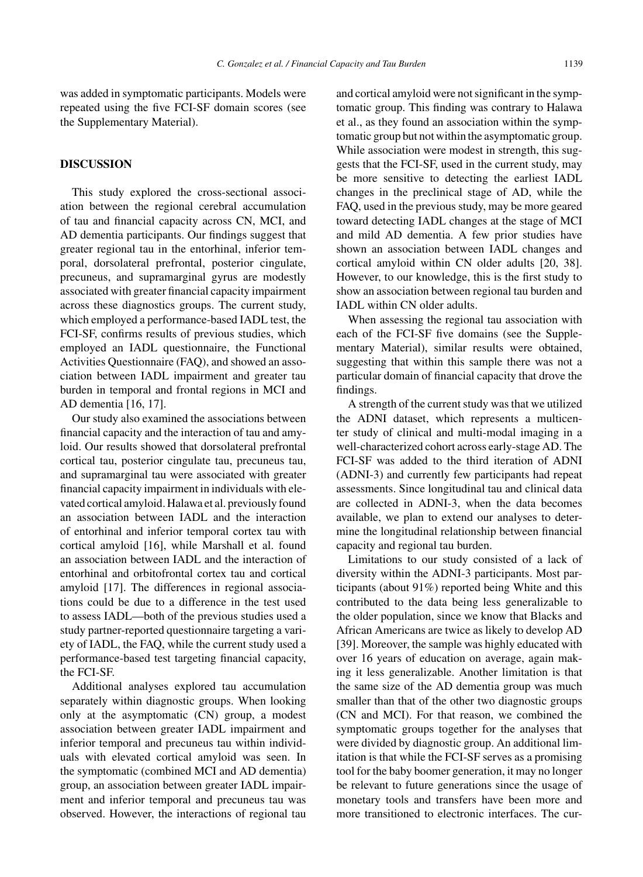was added in symptomatic participants. Models were repeated using the five FCI-SF domain scores (see the Supplementary Material).

## DISCUSSION

This study explored the cross-sectional association between the regional cerebral accumulation of tau and financial capacity across CN, MCI, and AD dementia participants. Our findings suggest that greater regional tau in the entorhinal, inferior temporal, dorsolateral prefrontal, posterior cingulate, precuneus, and supramarginal gyrus are modestly associated with greater financial capacity impairment across these diagnostics groups. The current study, which employed a performance-based IADL test, the FCI-SF, confirms results of previous studies, which employed an IADL questionnaire, the Functional Activities Questionnaire (FAQ), and showed an association between IADL impairment and greater tau burden in temporal and frontal regions in MCI and AD dementia [16, 17].

Our study also examined the associations between financial capacity and the interaction of tau and amyloid. Our results showed that dorsolateral prefrontal cortical tau, posterior cingulate tau, precuneus tau, and supramarginal tau were associated with greater financial capacity impairment in individuals with elevated cortical amyloid. Halawa et al. previously found an association between IADL and the interaction of entorhinal and inferior temporal cortex tau with cortical amyloid [16], while Marshall et al. found an association between IADL and the interaction of entorhinal and orbitofrontal cortex tau and cortical amyloid [17]. The differences in regional associations could be due to a difference in the test used to assess IADL—both of the previous studies used a study partner-reported questionnaire targeting a variety of IADL, the FAQ, while the current study used a performance-based test targeting financial capacity, the FCI-SF.

Additional analyses explored tau accumulation separately within diagnostic groups. When looking only at the asymptomatic (CN) group, a modest association between greater IADL impairment and inferior temporal and precuneus tau within individuals with elevated cortical amyloid was seen. In the symptomatic (combined MCI and AD dementia) group, an association between greater IADL impairment and inferior temporal and precuneus tau was observed. However, the interactions of regional tau and cortical amyloid were not significant in the symptomatic group. This finding was contrary to Halawa et al., as they found an association within the symptomatic group but not within the asymptomatic group. While association were modest in strength, this suggests that the FCI-SF, used in the current study, may be more sensitive to detecting the earliest IADL changes in the preclinical stage of AD, while the FAQ, used in the previous study, may be more geared toward detecting IADL changes at the stage of MCI and mild AD dementia. A few prior studies have shown an association between IADL changes and cortical amyloid within CN older adults [20, 38]. However, to our knowledge, this is the first study to show an association between regional tau burden and IADL within CN older adults.

When assessing the regional tau association with each of the FCI-SF five domains (see the Supplementary Material), similar results were obtained, suggesting that within this sample there was not a particular domain of financial capacity that drove the findings.

A strength of the current study was that we utilized the ADNI dataset, which represents a multicenter study of clinical and multi-modal imaging in a well-characterized cohort across early-stage AD. The FCI-SF was added to the third iteration of ADNI (ADNI-3) and currently few participants had repeat assessments. Since longitudinal tau and clinical data are collected in ADNI-3, when the data becomes available, we plan to extend our analyses to determine the longitudinal relationship between financial capacity and regional tau burden.

Limitations to our study consisted of a lack of diversity within the ADNI-3 participants. Most participants (about 91%) reported being White and this contributed to the data being less generalizable to the older population, since we know that Blacks and African Americans are twice as likely to develop AD [39]. Moreover, the sample was highly educated with over 16 years of education on average, again making it less generalizable. Another limitation is that the same size of the AD dementia group was much smaller than that of the other two diagnostic groups (CN and MCI). For that reason, we combined the symptomatic groups together for the analyses that were divided by diagnostic group. An additional limitation is that while the FCI-SF serves as a promising tool for the baby boomer generation, it may no longer be relevant to future generations since the usage of monetary tools and transfers have been more and more transitioned to electronic interfaces. The cur-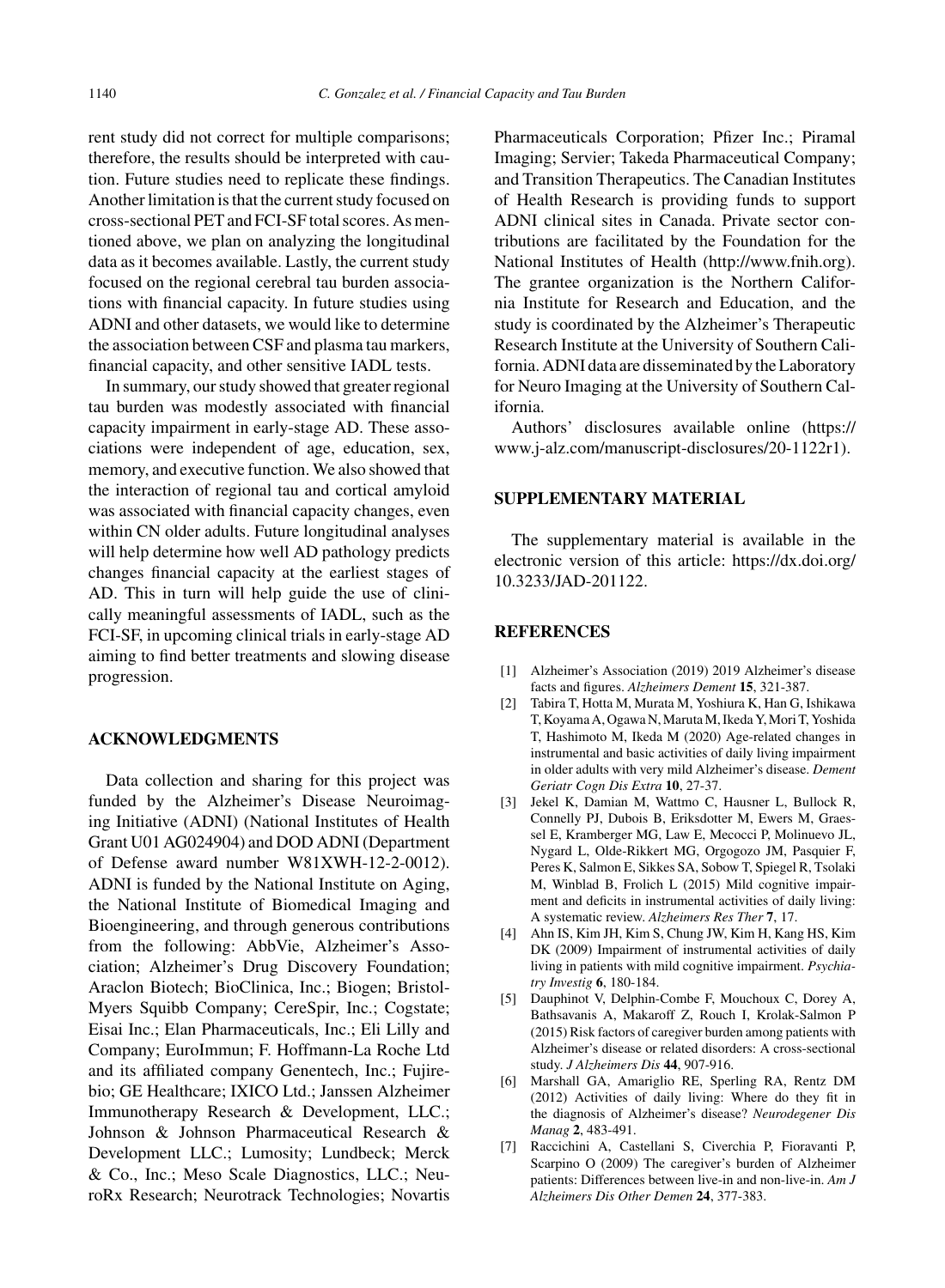rent study did not correct for multiple comparisons; therefore, the results should be interpreted with caution. Future studies need to replicate these findings. Another limitation is that the current study focused on cross-sectional PET and FCI-SF total scores. As mentioned above, we plan on analyzing the longitudinal data as it becomes available. Lastly, the current study focused on the regional cerebral tau burden associations with financial capacity. In future studies using ADNI and other datasets, we would like to determine the association between CSF and plasma tau markers, financial capacity, and other sensitive IADL tests.

In summary, our study showed that greater regional tau burden was modestly associated with financial capacity impairment in early-stage AD. These associations were independent of age, education, sex, memory, and executive function. We also showed that the interaction of regional tau and cortical amyloid was associated with financial capacity changes, even within CN older adults. Future longitudinal analyses will help determine how well AD pathology predicts changes financial capacity at the earliest stages of AD. This in turn will help guide the use of clinically meaningful assessments of IADL, such as the FCI-SF, in upcoming clinical trials in early-stage AD aiming to find better treatments and slowing disease progression.

## ACKNOWLEDGMENTS

Data collection and sharing for this project was funded by the Alzheimer's Disease Neuroimaging Initiative (ADNI) (National Institutes of Health Grant U01 AG024904) and DOD ADNI (Department of Defense award number W81XWH-12-2-0012). ADNI is funded by the National Institute on Aging, the National Institute of Biomedical Imaging and Bioengineering, and through generous contributions from the following: AbbVie, Alzheimer's Association; Alzheimer's Drug Discovery Foundation; Araclon Biotech; BioClinica, Inc.; Biogen; Bristol-Myers Squibb Company; CereSpir, Inc.; Cogstate; Eisai Inc.; Elan Pharmaceuticals, Inc.; Eli Lilly and Company; EuroImmun; F. Hoffmann-La Roche Ltd and its affiliated company Genentech, Inc.; Fujirebio; GE Healthcare; IXICO Ltd.; Janssen Alzheimer Immunotherapy Research & Development, LLC.; Johnson & Johnson Pharmaceutical Research & Development LLC.; Lumosity; Lundbeck; Merck & Co., Inc.; Meso Scale Diagnostics, LLC.; NeuroRx Research; Neurotrack Technologies; Novartis Pharmaceuticals Corporation; Pfizer Inc.; Piramal Imaging; Servier; Takeda Pharmaceutical Company; and Transition Therapeutics. The Canadian Institutes of Health Research is providing funds to support ADNI clinical sites in Canada. Private sector contributions are facilitated by the Foundation for the National Institutes of Health (http://www.fnih.org). The grantee organization is the Northern California Institute for Research and Education, and the study is coordinated by the Alzheimer's Therapeutic Research Institute at the University of Southern California. ADNI data are disseminated by the Laboratory for Neuro Imaging at the University of Southern California.

Authors' disclosures available online (https://www.j-alz.com/manuscript-disclosures/20-1122r1).

## SUPPLEMENTARY MATERIAL

The supplementary material is available in the electronic version of this article: https://dx.doi.org/10.3233/JAD-201122.

## REFERENCES

- [1] Alzheimer's Association (2019) 2019 Alzheimer's disease facts and figures. *Alzheimers Dement* **15**, 321-387.
- [2] Tabira T, Hotta M, Murata M, Yoshiura K, Han G, Ishikawa T, Koyama A, Ogawa N, Maruta M, Ikeda Y, Mori T, Yoshida T, Hashimoto M, Ikeda M (2020) Age-related changes in instrumental and basic activities of daily living impairment in older adults with very mild Alzheimer's disease. *Dement Geriatr Cogn Dis Extra* **10**, 27-37.
- [3] Jekel K, Damian M, Wattmo C, Hausner L, Bullock R, Connelly PJ, Dubois B, Eriksdotter M, Ewers M, Graessel E, Kramberger MG, Law E, Mecocci P, Molinuevo JL, Nygard L, Olde-Rikkert MG, Orgogozo JM, Pasquier F, Peres K, Salmon E, Sikkes SA, Sobow T, Spiegel R, Tsolaki M, Winblad B, Frolich L (2015) Mild cognitive impairment and deficits in instrumental activities of daily living: A systematic review. *Alzheimers Res Ther* **7**, 17.
- [4] Ahn IS, Kim JH, Kim S, Chung JW, Kim H, Kang HS, Kim DK (2009) Impairment of instrumental activities of daily living in patients with mild cognitive impairment. *Psychiatry Investig* **6**, 180-184.
- [5] Dauphinot V, Delphin-Combe F, Mouchoux C, Dorey A, Bathsavanis A, Makaroff Z, Rouch I, Krolak-Salmon P (2015) Risk factors of caregiver burden among patients with Alzheimer's disease or related disorders: A cross-sectional study. *J Alzheimers Dis* **44**, 907-916.
- [6] Marshall GA, Amariglio RE, Sperling RA, Rentz DM (2012) Activities of daily living: Where do they fit in the diagnosis of Alzheimer's disease? *Neurodegener Dis Manag* **2**, 483-491.
- [7] Raccichini A, Castellani S, Civerchia P, Fioravanti P, Scarpino O (2009) The caregiver's burden of Alzheimer patients: Differences between live-in and non-live-in. *Am J Alzheimers Dis Other Demen* **24**, 377-383.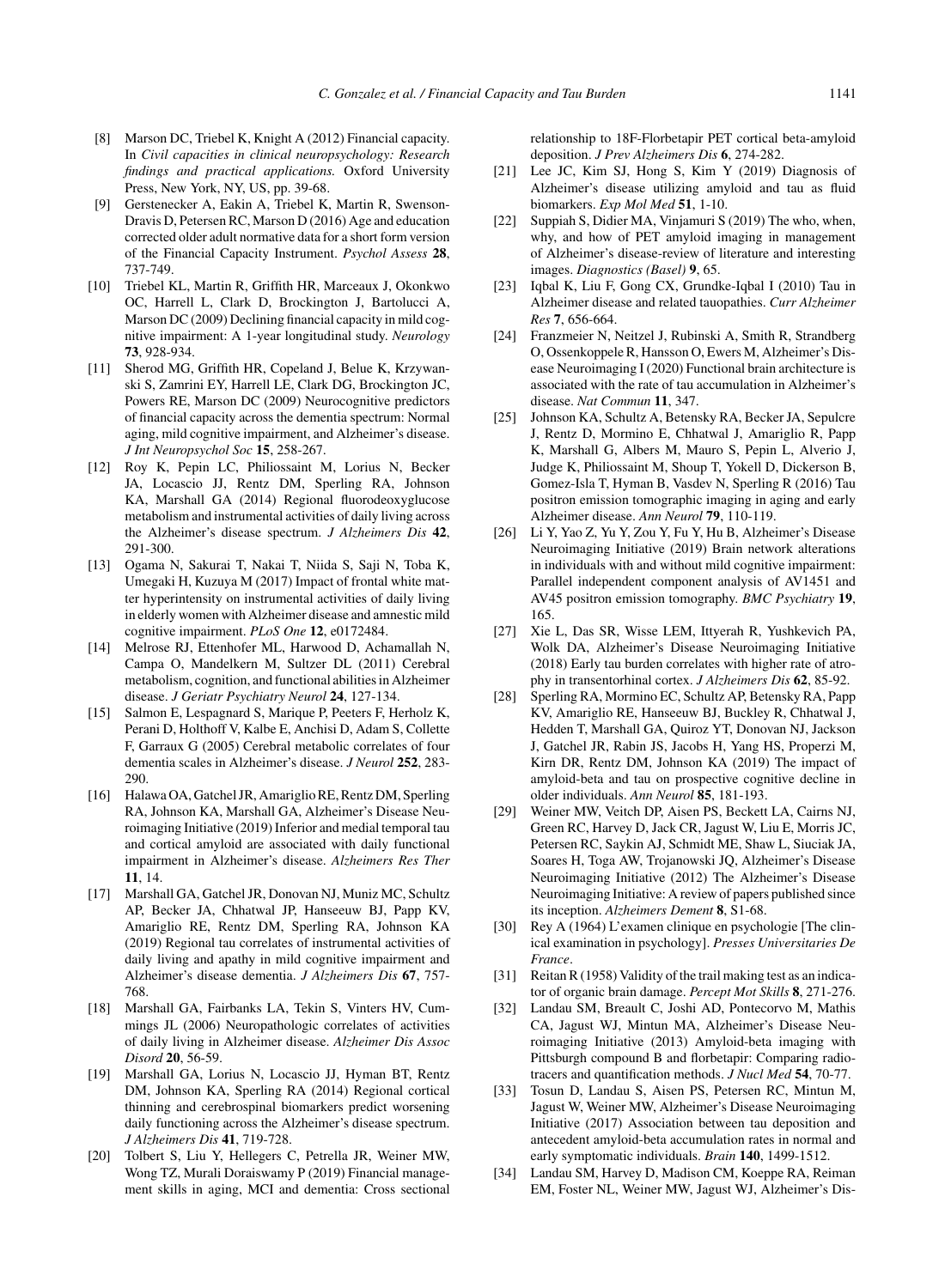[8] Marson DC, Triebel K, Knight A (2012) Financial capacity. In *Civil capacities in clinical neuropsychology: Research findings and practical applications.* Oxford University Press, New York, NY, US, pp. 39-68.

[9] Gerstenecker A, Eakin A, Triebel K, Martin R, Swenson-Dravis D, Petersen RC, Marson D (2016) Age and education corrected older adult normative data for a short form version of the Financial Capacity Instrument. *Psychol Assess* **28**, 737-749.

[10] Triebel KL, Martin R, Griffith HR, Marceaux J, Okonkwo OC, Harrell L, Clark D, Brockington J, Bartolucci A, Marson DC (2009) Declining financial capacity in mild cognitive impairment: A 1-year longitudinal study. *Neurology* **73**, 928-934.

[11] Sherod MG, Griffith HR, Copeland J, Belue K, Krzywanski S, Zamrini EY, Harrell LE, Clark DG, Brockington JC, Powers RE, Marson DC (2009) Neurocognitive predictors of financial capacity across the dementia spectrum: Normal aging, mild cognitive impairment, and Alzheimer's disease. *J Int Neuropsychol Soc* **15**, 258-267.

[12] Roy K, Pepin LC, Philiossaint M, Lorius N, Becker JA, Locascio JJ, Rentz DM, Sperling RA, Johnson KA, Marshall GA (2014) Regional fluorodeoxyglucose metabolism and instrumental activities of daily living across the Alzheimer's disease spectrum. *J Alzheimers Dis* **42**, 291-300.

[13] Ogama N, Sakurai T, Nakai T, Niida S, Saji N, Toba K, Umegaki H, Kuzuya M (2017) Impact of frontal white matter hyperintensity on instrumental activities of daily living in elderly women with Alzheimer disease and amnestic mild cognitive impairment. *PLoS One* **12**, e0172484.

[14] Melrose RJ, Ettenhofer ML, Harwood D, Achamallah N, Campa O, Mandelkern M, Sultzer DL (2011) Cerebral metabolism, cognition, and functional abilities in Alzheimer disease. *J Geriatr Psychiatry Neurol* **24**, 127-134.

[15] Salmon E, Lespagnard S, Marique P, Peeters F, Herholz K, Perani D, Holthoff V, Kalbe E, Anchisi D, Adam S, Collette F, Garraux G (2005) Cerebral metabolic correlates of four dementia scales in Alzheimer's disease. *J Neurol* **252**, 283-290.

[16] Halawa OA, Gatchel JR, Amariglio RE, Rentz DM, Sperling RA, Johnson KA, Marshall GA, Alzheimer's Disease Neuroimaging Initiative (2019) Inferior and medial temporal tau and cortical amyloid are associated with daily functional impairment in Alzheimer's disease. *Alzheimers Res Ther* **11**, 14.

[17] Marshall GA, Gatchel JR, Donovan NJ, Muniz MC, Schultz AP, Becker JA, Chhatwal JP, Hanseeuw BJ, Papp KV, Amariglio RE, Rentz DM, Sperling RA, Johnson KA (2019) Regional tau correlates of instrumental activities of daily living and apathy in mild cognitive impairment and Alzheimer's disease dementia. *J Alzheimers Dis* **67**, 757-768.

[18] Marshall GA, Fairbanks LA, Tekin S, Vinters HV, Cummings JL (2006) Neuropathologic correlates of activities of daily living in Alzheimer disease. *Alzheimer Dis Assoc Disord* **20**, 56-59.

[19] Marshall GA, Lorius N, Locascio JJ, Hyman BT, Rentz DM, Johnson KA, Sperling RA (2014) Regional cortical thinning and cerebrospinal biomarkers predict worsening daily functioning across the Alzheimer's disease spectrum. *J Alzheimers Dis* **41**, 719-728.

[20] Tolbert S, Liu Y, Hellegers C, Petrella JR, Weiner MW, Wong TZ, Murali Doraiswamy P (2019) Financial management skills in aging, MCI and dementia: Cross sectional relationship to 18F-Florbetapir PET cortical beta-amyloid deposition. *J Prev Alzheimers Dis* **6**, 274-282.

[21] Lee JC, Kim SJ, Hong S, Kim Y (2019) Diagnosis of Alzheimer's disease utilizing amyloid and tau as fluid biomarkers. *Exp Mol Med* **51**, 1-10.

[22] Suppiah S, Didier MA, Vinjamuri S (2019) The who, when, why, and how of PET amyloid imaging in management of Alzheimer's disease-review of literature and interesting images. *Diagnostics (Basel)* **9**, 65.

[23] Iqbal K, Liu F, Gong CX, Grundke-Iqbal I (2010) Tau in Alzheimer disease and related tauopathies. *Curr Alzheimer Res* **7**, 656-664.

[24] Franzmeier N, Neitzel J, Rubinski A, Smith R, Strandberg O, Ossenkoppele R, Hansson O, Ewers M, Alzheimer's Disease Neuroimaging I (2020) Functional brain architecture is associated with the rate of tau accumulation in Alzheimer's disease. *Nat Commun* **11**, 347.

[25] Johnson KA, Schultz A, Betensky RA, Becker JA, Sepulcre J, Rentz D, Mormino E, Chhatwal J, Amariglio R, Papp K, Marshall G, Albers M, Mauro S, Pepin L, Alverio J, Judge K, Philiossaint M, Shoup T, Yokell D, Dickerson B, Gomez-Isla T, Hyman B, Vasdev N, Sperling R (2016) Tau positron emission tomographic imaging in aging and early Alzheimer disease. *Ann Neurol* **79**, 110-119.

[26] Li Y, Yao Z, Yu Y, Zou Y, Fu Y, Hu B, Alzheimer's Disease Neuroimaging Initiative (2019) Brain network alterations in individuals with and without mild cognitive impairment: Parallel independent component analysis of AV1451 and AV45 positron emission tomography. *BMC Psychiatry* **19**, 165.

[27] Xie L, Das SR, Wisse LEM, Ittyerah R, Yushkevich PA, Wolk DA, Alzheimer's Disease Neuroimaging Initiative (2018) Early tau burden correlates with higher rate of atrophy in transentorhinal cortex. *J Alzheimers Dis* **62**, 85-92.

[28] Sperling RA, Mormino EC, Schultz AP, Betensky RA, Papp KV, Amariglio RE, Hanseeuw BJ, Buckley R, Chhatwal J, Hedden T, Marshall GA, Quiroz YT, Donovan NJ, Jackson J, Gatchel JR, Rabin JS, Jacobs H, Yang HS, Properzi M, Kirn DR, Rentz DM, Johnson KA (2019) The impact of amyloid-beta and tau on prospective cognitive decline in older individuals. *Ann Neurol* **85**, 181-193.

[29] Weiner MW, Veitch DP, Aisen PS, Beckett LA, Cairns NJ, Green RC, Harvey D, Jack CR, Jagust W, Liu E, Morris JC, Petersen RC, Saykin AJ, Schmidt ME, Shaw L, Siuciak JA, Soares H, Toga AW, Trojanowski JQ, Alzheimer's Disease Neuroimaging Initiative (2012) The Alzheimer's Disease Neuroimaging Initiative: A review of papers published since its inception. *Alzheimers Dement* **8**, S1-68.

[30] Rey A (1964) L'examen clinique en psychologie [The clinical examination in psychology]. *Presses Universitaries De France*.

[31] Reitan R (1958) Validity of the trail making test as an indicator of organic brain damage. *Percept Mot Skills* **8**, 271-276.

[32] Landau SM, Breault C, Joshi AD, Pontecorvo M, Mathis CA, Jagust WJ, Mintun MA, Alzheimer's Disease Neuroimaging Initiative (2013) Amyloid-beta imaging with Pittsburgh compound B and florbetapir: Comparing radiotracers and quantification methods. *J Nucl Med* **54**, 70-77.

[33] Tosun D, Landau S, Aisen PS, Petersen RC, Mintun M, Jagust W, Weiner MW, Alzheimer's Disease Neuroimaging Initiative (2017) Association between tau deposition and antecedent amyloid-beta accumulation rates in normal and early symptomatic individuals. *Brain* **140**, 1499-1512.

[34] Landau SM, Harvey D, Madison CM, Koeppe RA, Reiman EM, Foster NL, Weiner MW, Jagust WJ, Alzheimer's Dis-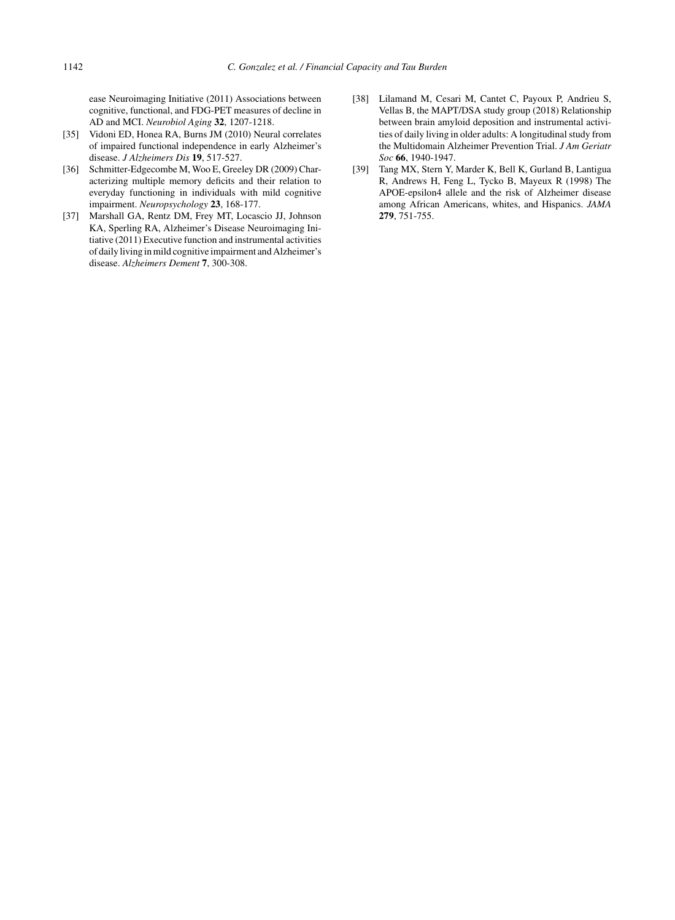ease Neuroimaging Initiative (2011) Associations between cognitive, functional, and FDG-PET measures of decline in AD and MCI. *Neurobiol Aging* **32**, 1207-1218.

[35] Vidoni ED, Honea RA, Burns JM (2010) Neural correlates of impaired functional independence in early Alzheimer's disease. *J Alzheimers Dis* **19**, 517-527.

[36] Schmitter-Edgecombe M, Woo E, Greeley DR (2009) Characterizing multiple memory deficits and their relation to everyday functioning in individuals with mild cognitive impairment. *Neuropsychology* **23**, 168-177.

[37] Marshall GA, Rentz DM, Frey MT, Locascio JJ, Johnson KA, Sperling RA, Alzheimer's Disease Neuroimaging Initiative (2011) Executive function and instrumental activities of daily living in mild cognitive impairment and Alzheimer's disease. *Alzheimers Dement* **7**, 300-308.

[38] Lilamand M, Cesari M, Cantet C, Payoux P, Andrieu S, Vellas B, the MAPT/DSA study group (2018) Relationship between brain amyloid deposition and instrumental activities of daily living in older adults: A longitudinal study from the Multidomain Alzheimer Prevention Trial. *J Am Geriatr Soc* **66**, 1940-1947.

[39] Tang MX, Stern Y, Marder K, Bell K, Gurland B, Lantigua R, Andrews H, Feng L, Tycko B, Mayeux R (1998) The APOE-epsilon4 allele and the risk of Alzheimer disease among African Americans, whites, and Hispanics. *JAMA* **279**, 751-755.